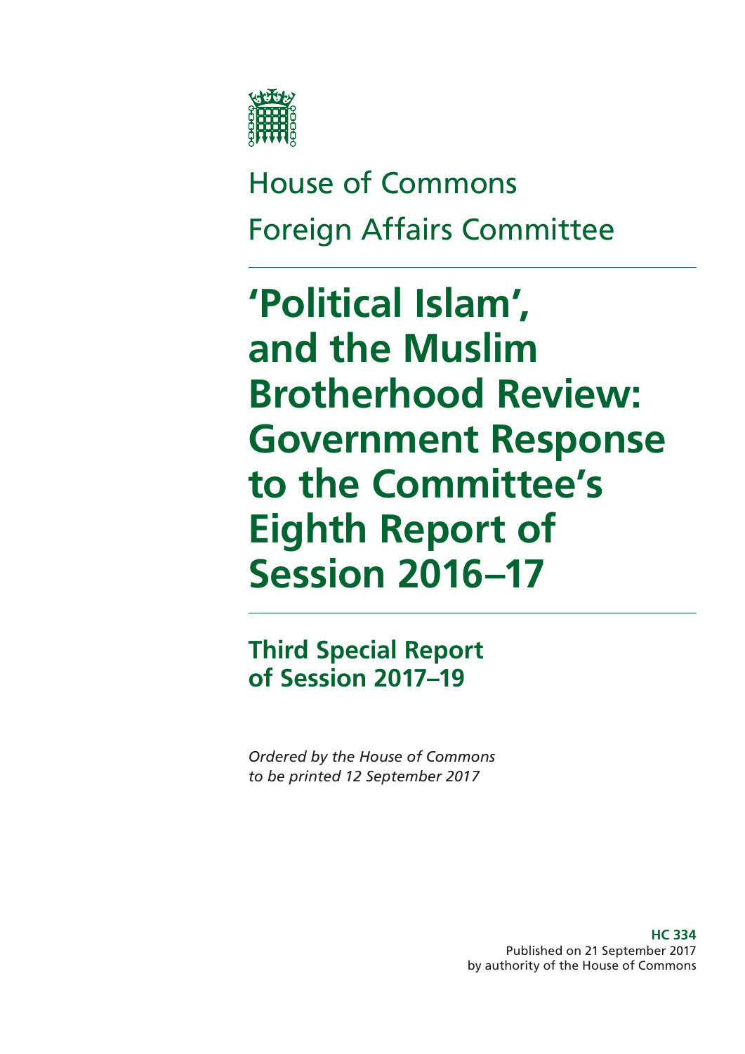House of Commons

Foreign Affairs Committee

# 'Political Islam', and the Muslim Brotherhood Review: Government Response to the Committee's Eighth Report of Session 2016–17

## Third Special Report of Session 2017–19

*Ordered by the House of Commons to be printed 12 September 2017*

**HC 334**
Published on 21 September 2017
by authority of the House of Commons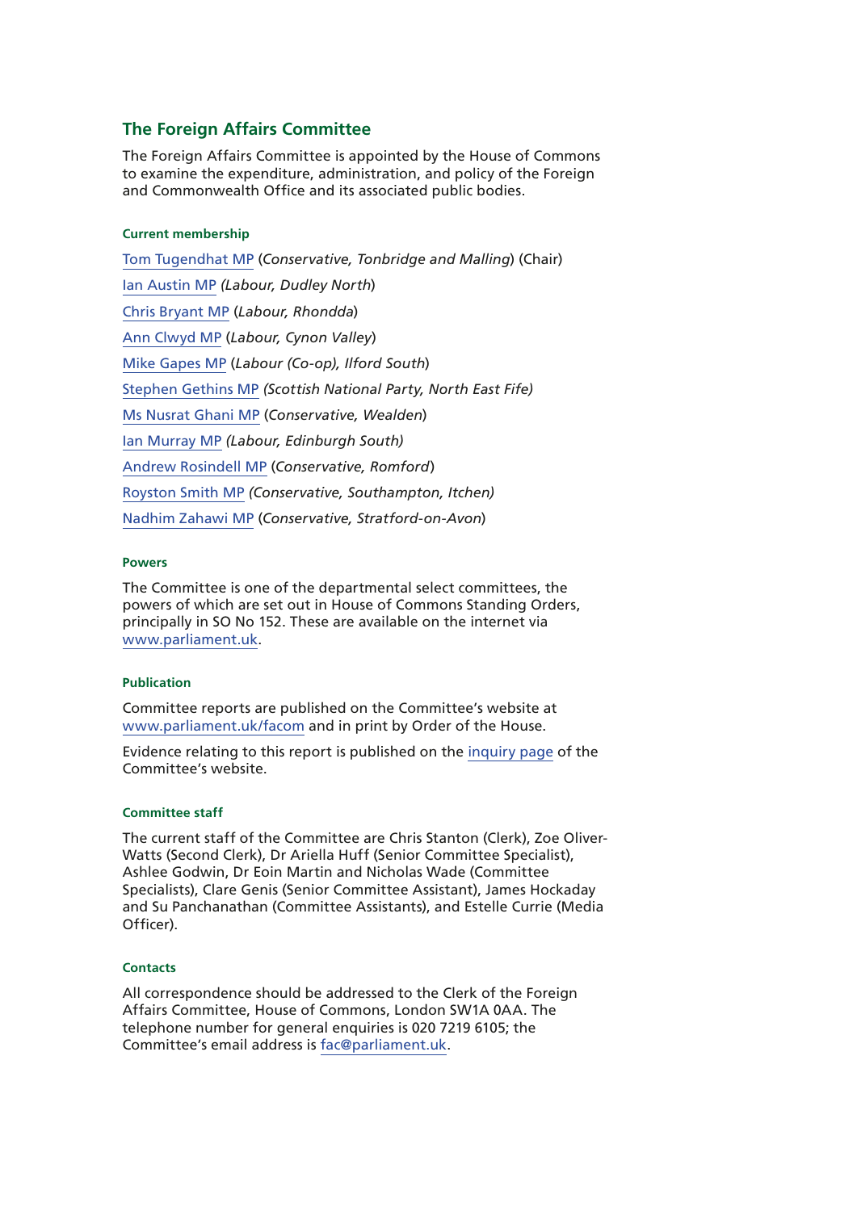## The Foreign Affairs Committee

The Foreign Affairs Committee is appointed by the House of Commons to examine the expenditure, administration, and policy of the Foreign and Commonwealth Office and its associated public bodies.

#### Current membership

Tom Tugendhat MP (*Conservative, Tonbridge and Malling*) (Chair)

Ian Austin MP *(Labour, Dudley North*)

Chris Bryant MP (*Labour, Rhondda*)

Ann Clwyd MP (*Labour, Cynon Valley*)

Mike Gapes MP (*Labour (Co-op), Ilford South*)

Stephen Gethins MP *(Scottish National Party, North East Fife)*

Ms Nusrat Ghani MP (*Conservative, Wealden*)

Ian Murray MP *(Labour, Edinburgh South)*

Andrew Rosindell MP (*Conservative, Romford*)

Royston Smith MP *(Conservative, Southampton, Itchen)*

Nadhim Zahawi MP (*Conservative, Stratford-on-Avon*)

#### Powers

The Committee is one of the departmental select committees, the powers of which are set out in House of Commons Standing Orders, principally in SO No 152. These are available on the internet via www.parliament.uk.

#### Publication

Committee reports are published on the Committee's website at www.parliament.uk/facom and in print by Order of the House.

Evidence relating to this report is published on the inquiry page of the Committee's website.

#### Committee staff

The current staff of the Committee are Chris Stanton (Clerk), Zoe Oliver-Watts (Second Clerk), Dr Ariella Huff (Senior Committee Specialist), Ashlee Godwin, Dr Eoin Martin and Nicholas Wade (Committee Specialists), Clare Genis (Senior Committee Assistant), James Hockaday and Su Panchanathan (Committee Assistants), and Estelle Currie (Media Officer).

#### Contacts

All correspondence should be addressed to the Clerk of the Foreign Affairs Committee, House of Commons, London SW1A 0AA. The telephone number for general enquiries is 020 7219 6105; the Committee's email address is fac@parliament.uk.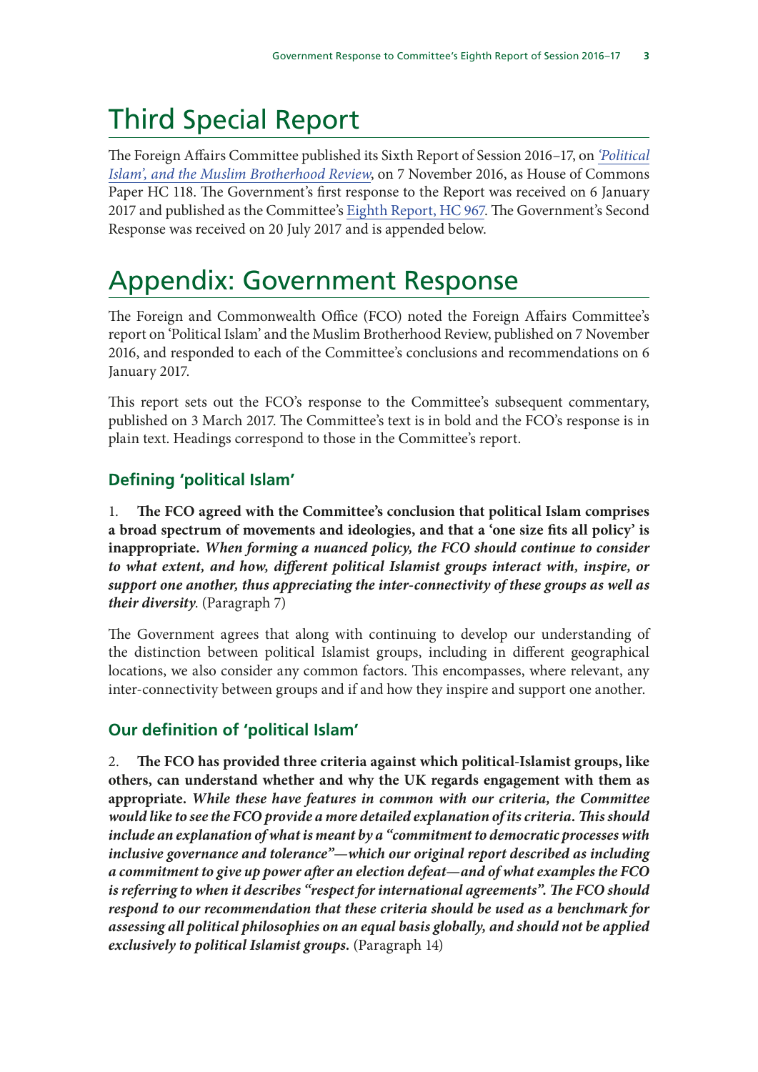# Third Special Report

The Foreign Affairs Committee published its Sixth Report of Session 2016–17, on *'Political Islam', and the Muslim Brotherhood Review*, on 7 November 2016, as House of Commons Paper HC 118. The Government's first response to the Report was received on 6 January 2017 and published as the Committee's Eighth Report, HC 967. The Government's Second Response was received on 20 July 2017 and is appended below.

# Appendix: Government Response

The Foreign and Commonwealth Office (FCO) noted the Foreign Affairs Committee's report on 'Political Islam' and the Muslim Brotherhood Review, published on 7 November 2016, and responded to each of the Committee's conclusions and recommendations on 6 January 2017.

This report sets out the FCO's response to the Committee's subsequent commentary, published on 3 March 2017. The Committee's text is in bold and the FCO's response is in plain text. Headings correspond to those in the Committee's report.

### Defining 'political Islam'

1. **The FCO agreed with the Committee's conclusion that political Islam comprises a broad spectrum of movements and ideologies, and that a 'one size fits all policy' is inappropriate. *When forming a nuanced policy, the FCO should continue to consider to what extent, and how, different political Islamist groups interact with, inspire, or support one another, thus appreciating the inter-connectivity of these groups as well as their diversity*.** (Paragraph 7)

The Government agrees that along with continuing to develop our understanding of the distinction between political Islamist groups, including in different geographical locations, we also consider any common factors. This encompasses, where relevant, any inter-connectivity between groups and if and how they inspire and support one another.

### Our definition of 'political Islam'

2. **The FCO has provided three criteria against which political-Islamist groups, like others, can understand whether and why the UK regards engagement with them as appropriate. *While these have features in common with our criteria, the Committee would like to see the FCO provide a more detailed explanation of its criteria. This should include an explanation of what is meant by a "commitment to democratic processes with inclusive governance and tolerance"—which our original report described as including a commitment to give up power after an election defeat—and of what examples the FCO is referring to when it describes "respect for international agreements". The FCO should respond to our recommendation that these criteria should be used as a benchmark for assessing all political philosophies on an equal basis globally, and should not be applied exclusively to political Islamist groups.*** (Paragraph 14)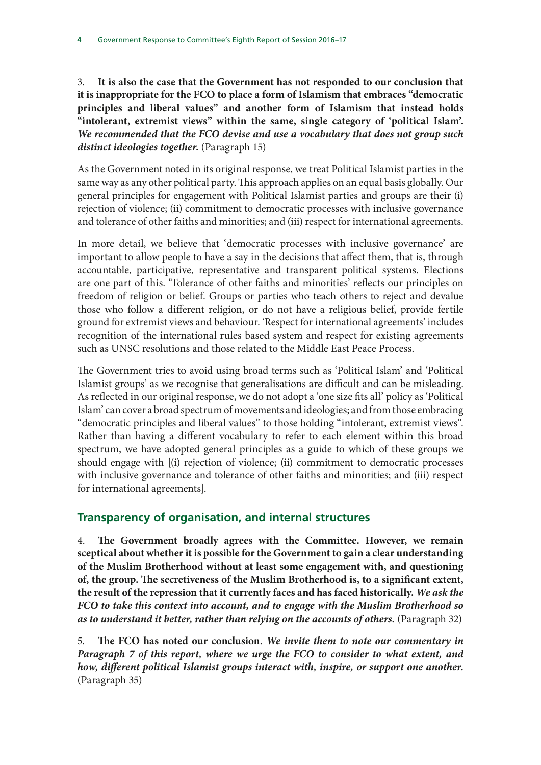3. **It is also the case that the Government has not responded to our conclusion that it is inappropriate for the FCO to place a form of Islamism that embraces "democratic principles and liberal values" and another form of Islamism that instead holds "intolerant, extremist views" within the same, single category of 'political Islam'.** ***We recommended that the FCO devise and use a vocabulary that does not group such distinct ideologies together.*** (Paragraph 15)

As the Government noted in its original response, we treat Political Islamist parties in the same way as any other political party. This approach applies on an equal basis globally. Our general principles for engagement with Political Islamist parties and groups are their (i) rejection of violence; (ii) commitment to democratic processes with inclusive governance and tolerance of other faiths and minorities; and (iii) respect for international agreements.

In more detail, we believe that 'democratic processes with inclusive governance' are important to allow people to have a say in the decisions that affect them, that is, through accountable, participative, representative and transparent political systems. Elections are one part of this. 'Tolerance of other faiths and minorities' reflects our principles on freedom of religion or belief. Groups or parties who teach others to reject and devalue those who follow a different religion, or do not have a religious belief, provide fertile ground for extremist views and behaviour. 'Respect for international agreements' includes recognition of the international rules based system and respect for existing agreements such as UNSC resolutions and those related to the Middle East Peace Process.

The Government tries to avoid using broad terms such as 'Political Islam' and 'Political Islamist groups' as we recognise that generalisations are difficult and can be misleading. As reflected in our original response, we do not adopt a 'one size fits all' policy as 'Political Islam' can cover a broad spectrum of movements and ideologies; and from those embracing "democratic principles and liberal values" to those holding "intolerant, extremist views". Rather than having a different vocabulary to refer to each element within this broad spectrum, we have adopted general principles as a guide to which of these groups we should engage with [(i) rejection of violence; (ii) commitment to democratic processes with inclusive governance and tolerance of other faiths and minorities; and (iii) respect for international agreements].

## Transparency of organisation, and internal structures

4. **The Government broadly agrees with the Committee. However, we remain sceptical about whether it is possible for the Government to gain a clear understanding of the Muslim Brotherhood without at least some engagement with, and questioning of, the group. The secretiveness of the Muslim Brotherhood is, to a significant extent, the result of the repression that it currently faces and has faced historically.** ***We ask the FCO to take this context into account, and to engage with the Muslim Brotherhood so as to understand it better, rather than relying on the accounts of others.*** (Paragraph 32)

5. **The FCO has noted our conclusion.** ***We invite them to note our commentary in Paragraph 7 of this report, where we urge the FCO to consider to what extent, and how, different political Islamist groups interact with, inspire, or support one another.*** (Paragraph 35)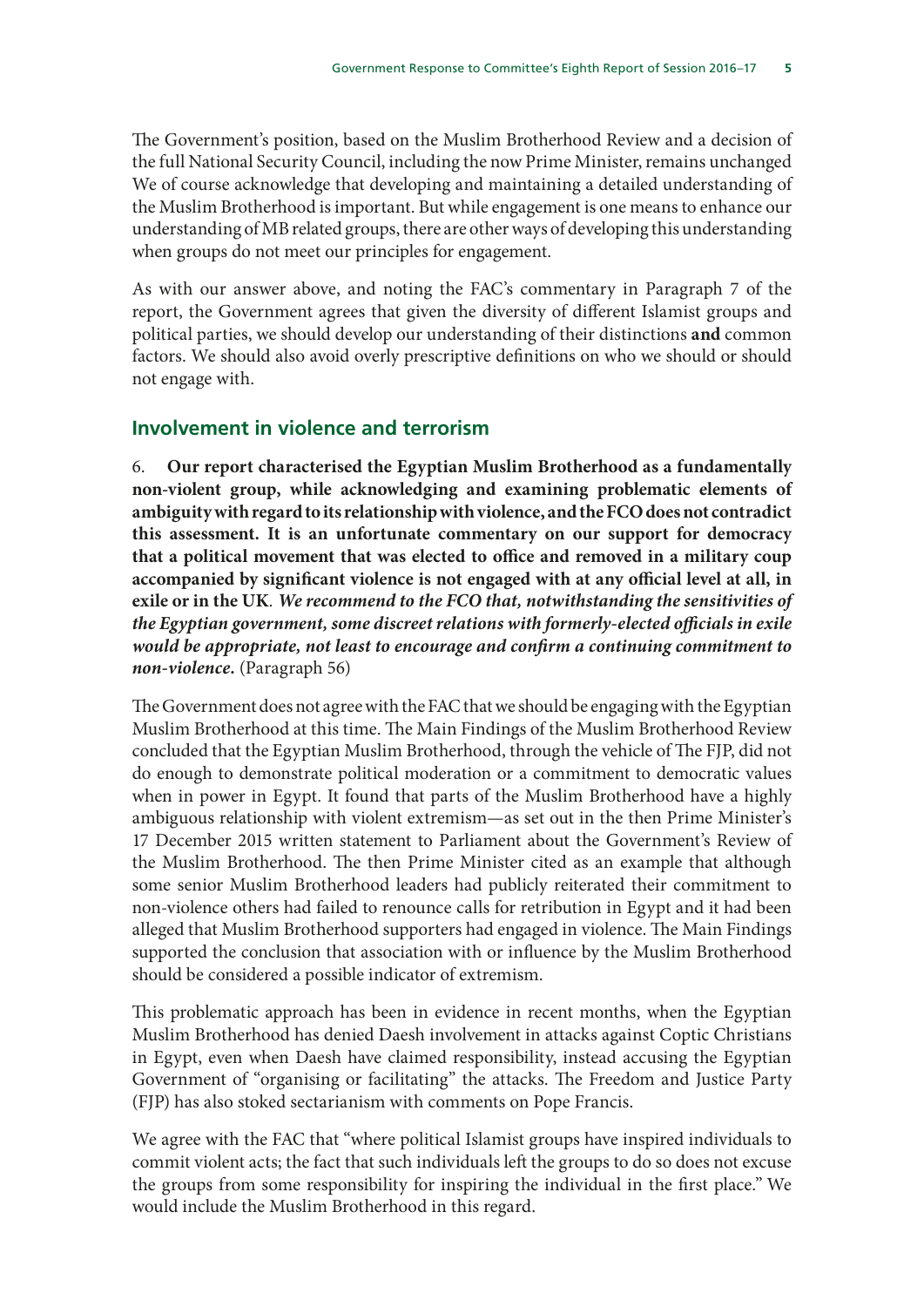The Government's position, based on the Muslim Brotherhood Review and a decision of the full National Security Council, including the now Prime Minister, remains unchanged We of course acknowledge that developing and maintaining a detailed understanding of the Muslim Brotherhood is important. But while engagement is one means to enhance our understanding of MB related groups, there are other ways of developing this understanding when groups do not meet our principles for engagement.

As with our answer above, and noting the FAC's commentary in Paragraph 7 of the report, the Government agrees that given the diversity of different Islamist groups and political parties, we should develop our understanding of their distinctions **and** common factors. We should also avoid overly prescriptive definitions on who we should or should not engage with.

## Involvement in violence and terrorism

6. **Our report characterised the Egyptian Muslim Brotherhood as a fundamentally non-violent group, while acknowledging and examining problematic elements of ambiguity with regard to its relationship with violence, and the FCO does not contradict this assessment. It is an unfortunate commentary on our support for democracy that a political movement that was elected to office and removed in a military coup accompanied by significant violence is not engaged with at any official level at all, in exile or in the UK**. ***We recommend to the FCO that, notwithstanding the sensitivities of the Egyptian government, some discreet relations with formerly-elected officials in exile would be appropriate, not least to encourage and confirm a continuing commitment to non-violence.*** (Paragraph 56)

The Government does not agree with the FAC that we should be engaging with the Egyptian Muslim Brotherhood at this time. The Main Findings of the Muslim Brotherhood Review concluded that the Egyptian Muslim Brotherhood, through the vehicle of The FJP, did not do enough to demonstrate political moderation or a commitment to democratic values when in power in Egypt. It found that parts of the Muslim Brotherhood have a highly ambiguous relationship with violent extremism—as set out in the then Prime Minister's 17 December 2015 written statement to Parliament about the Government's Review of the Muslim Brotherhood. The then Prime Minister cited as an example that although some senior Muslim Brotherhood leaders had publicly reiterated their commitment to non-violence others had failed to renounce calls for retribution in Egypt and it had been alleged that Muslim Brotherhood supporters had engaged in violence. The Main Findings supported the conclusion that association with or influence by the Muslim Brotherhood should be considered a possible indicator of extremism.

This problematic approach has been in evidence in recent months, when the Egyptian Muslim Brotherhood has denied Daesh involvement in attacks against Coptic Christians in Egypt, even when Daesh have claimed responsibility, instead accusing the Egyptian Government of "organising or facilitating" the attacks. The Freedom and Justice Party (FJP) has also stoked sectarianism with comments on Pope Francis.

We agree with the FAC that "where political Islamist groups have inspired individuals to commit violent acts; the fact that such individuals left the groups to do so does not excuse the groups from some responsibility for inspiring the individual in the first place." We would include the Muslim Brotherhood in this regard.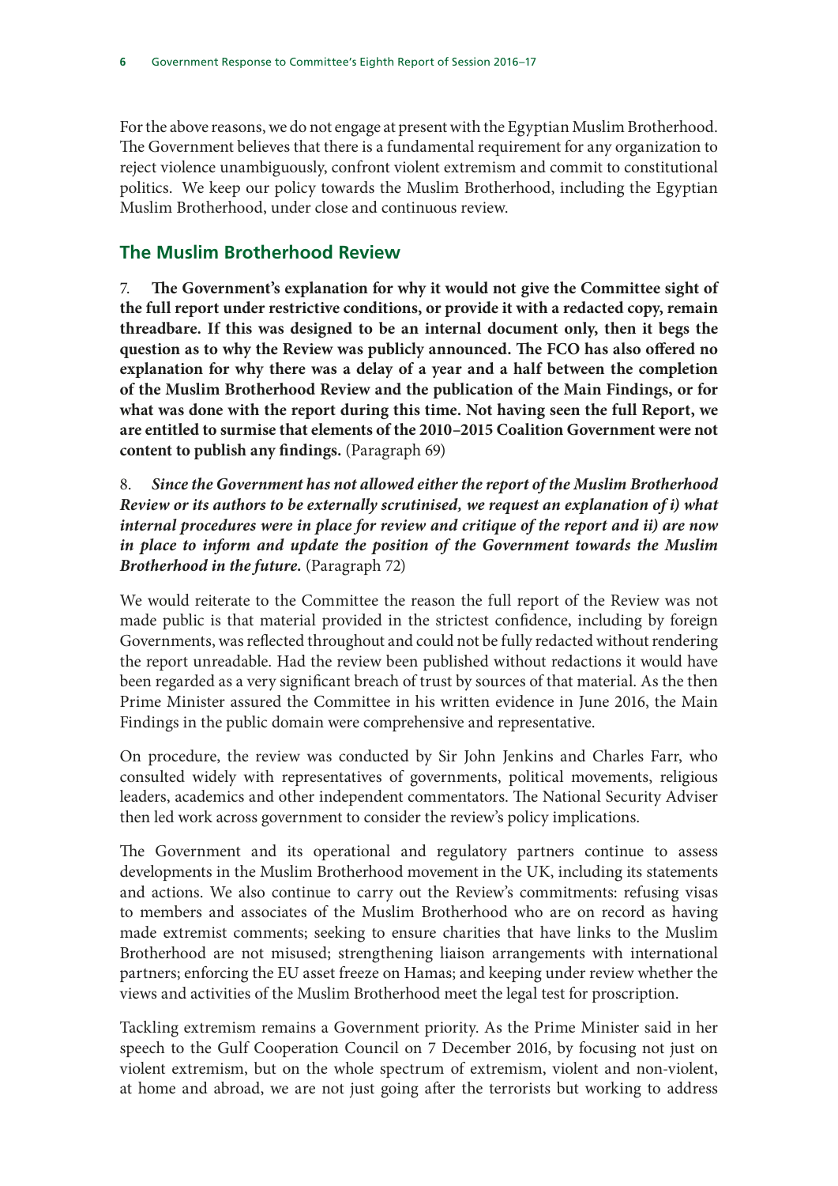For the above reasons, we do not engage at present with the Egyptian Muslim Brotherhood. The Government believes that there is a fundamental requirement for any organization to reject violence unambiguously, confront violent extremism and commit to constitutional politics. We keep our policy towards the Muslim Brotherhood, including the Egyptian Muslim Brotherhood, under close and continuous review.

## The Muslim Brotherhood Review

7. **The Government's explanation for why it would not give the Committee sight of the full report under restrictive conditions, or provide it with a redacted copy, remain threadbare. If this was designed to be an internal document only, then it begs the question as to why the Review was publicly announced. The FCO has also offered no explanation for why there was a delay of a year and a half between the completion of the Muslim Brotherhood Review and the publication of the Main Findings, or for what was done with the report during this time. Not having seen the full Report, we are entitled to surmise that elements of the 2010–2015 Coalition Government were not content to publish any findings.** (Paragraph 69)

8. ***Since the Government has not allowed either the report of the Muslim Brotherhood Review or its authors to be externally scrutinised, we request an explanation of i) what internal procedures were in place for review and critique of the report and ii) are now in place to inform and update the position of the Government towards the Muslim Brotherhood in the future.*** (Paragraph 72)

We would reiterate to the Committee the reason the full report of the Review was not made public is that material provided in the strictest confidence, including by foreign Governments, was reflected throughout and could not be fully redacted without rendering the report unreadable. Had the review been published without redactions it would have been regarded as a very significant breach of trust by sources of that material. As the then Prime Minister assured the Committee in his written evidence in June 2016, the Main Findings in the public domain were comprehensive and representative.

On procedure, the review was conducted by Sir John Jenkins and Charles Farr, who consulted widely with representatives of governments, political movements, religious leaders, academics and other independent commentators. The National Security Adviser then led work across government to consider the review's policy implications.

The Government and its operational and regulatory partners continue to assess developments in the Muslim Brotherhood movement in the UK, including its statements and actions. We also continue to carry out the Review's commitments: refusing visas to members and associates of the Muslim Brotherhood who are on record as having made extremist comments; seeking to ensure charities that have links to the Muslim Brotherhood are not misused; strengthening liaison arrangements with international partners; enforcing the EU asset freeze on Hamas; and keeping under review whether the views and activities of the Muslim Brotherhood meet the legal test for proscription.

Tackling extremism remains a Government priority. As the Prime Minister said in her speech to the Gulf Cooperation Council on 7 December 2016, by focusing not just on violent extremism, but on the whole spectrum of extremism, violent and non-violent, at home and abroad, we are not just going after the terrorists but working to address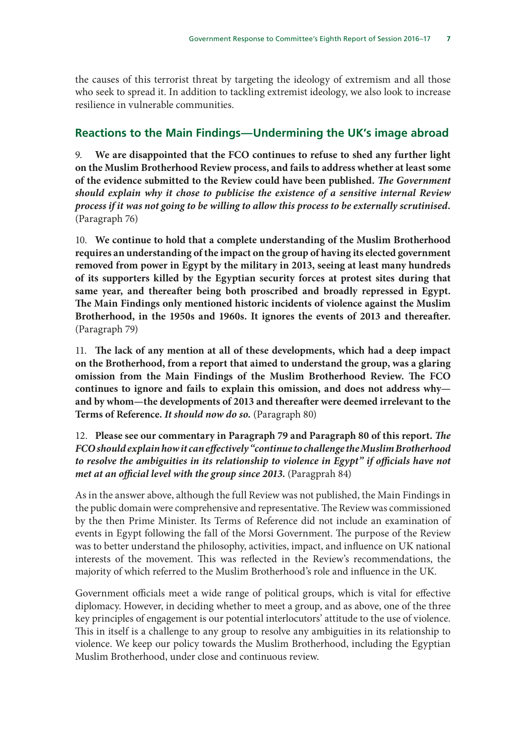the causes of this terrorist threat by targeting the ideology of extremism and all those who seek to spread it. In addition to tackling extremist ideology, we also look to increase resilience in vulnerable communities.

## Reactions to the Main Findings—Undermining the UK's image abroad

9. **We are disappointed that the FCO continues to refuse to shed any further light on the Muslim Brotherhood Review process, and fails to address whether at least some of the evidence submitted to the Review could have been published.** ***The Government should explain why it chose to publicise the existence of a sensitive internal Review process if it was not going to be willing to allow this process to be externally scrutinised.*** (Paragraph 76)

10. **We continue to hold that a complete understanding of the Muslim Brotherhood requires an understanding of the impact on the group of having its elected government removed from power in Egypt by the military in 2013, seeing at least many hundreds of its supporters killed by the Egyptian security forces at protest sites during that same year, and thereafter being both proscribed and broadly repressed in Egypt. The Main Findings only mentioned historic incidents of violence against the Muslim Brotherhood, in the 1950s and 1960s. It ignores the events of 2013 and thereafter.** (Paragraph 79)

11. **The lack of any mention at all of these developments, which had a deep impact on the Brotherhood, from a report that aimed to understand the group, was a glaring omission from the Main Findings of the Muslim Brotherhood Review. The FCO continues to ignore and fails to explain this omission, and does not address why—and by whom—the developments of 2013 and thereafter were deemed irrelevant to the Terms of Reference.** ***It should now do so.*** (Paragraph 80)

12. **Please see our commentary in Paragraph 79 and Paragraph 80 of this report.** ***The FCO should explain how it can effectively "continue to challenge the Muslim Brotherhood to resolve the ambiguities in its relationship to violence in Egypt" if officials have not met at an official level with the group since 2013.*** (Paragprah 84)

As in the answer above, although the full Review was not published, the Main Findings in the public domain were comprehensive and representative. The Review was commissioned by the then Prime Minister. Its Terms of Reference did not include an examination of events in Egypt following the fall of the Morsi Government. The purpose of the Review was to better understand the philosophy, activities, impact, and influence on UK national interests of the movement. This was reflected in the Review's recommendations, the majority of which referred to the Muslim Brotherhood's role and influence in the UK.

Government officials meet a wide range of political groups, which is vital for effective diplomacy. However, in deciding whether to meet a group, and as above, one of the three key principles of engagement is our potential interlocutors' attitude to the use of violence. This in itself is a challenge to any group to resolve any ambiguities in its relationship to violence. We keep our policy towards the Muslim Brotherhood, including the Egyptian Muslim Brotherhood, under close and continuous review.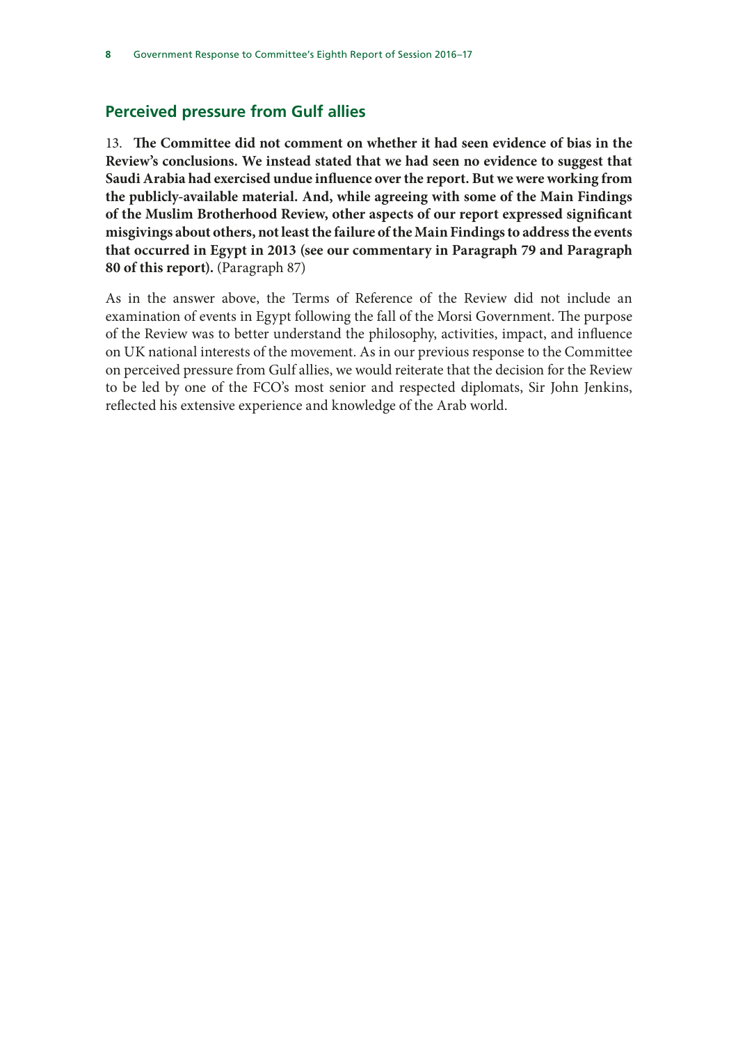## Perceived pressure from Gulf allies

13. **The Committee did not comment on whether it had seen evidence of bias in the Review's conclusions. We instead stated that we had seen no evidence to suggest that Saudi Arabia had exercised undue influence over the report. But we were working from the publicly-available material. And, while agreeing with some of the Main Findings of the Muslim Brotherhood Review, other aspects of our report expressed significant misgivings about others, not least the failure of the Main Findings to address the events that occurred in Egypt in 2013 (see our commentary in Paragraph 79 and Paragraph 80 of this report).** (Paragraph 87)

As in the answer above, the Terms of Reference of the Review did not include an examination of events in Egypt following the fall of the Morsi Government. The purpose of the Review was to better understand the philosophy, activities, impact, and influence on UK national interests of the movement. As in our previous response to the Committee on perceived pressure from Gulf allies, we would reiterate that the decision for the Review to be led by one of the FCO's most senior and respected diplomats, Sir John Jenkins, reflected his extensive experience and knowledge of the Arab world.